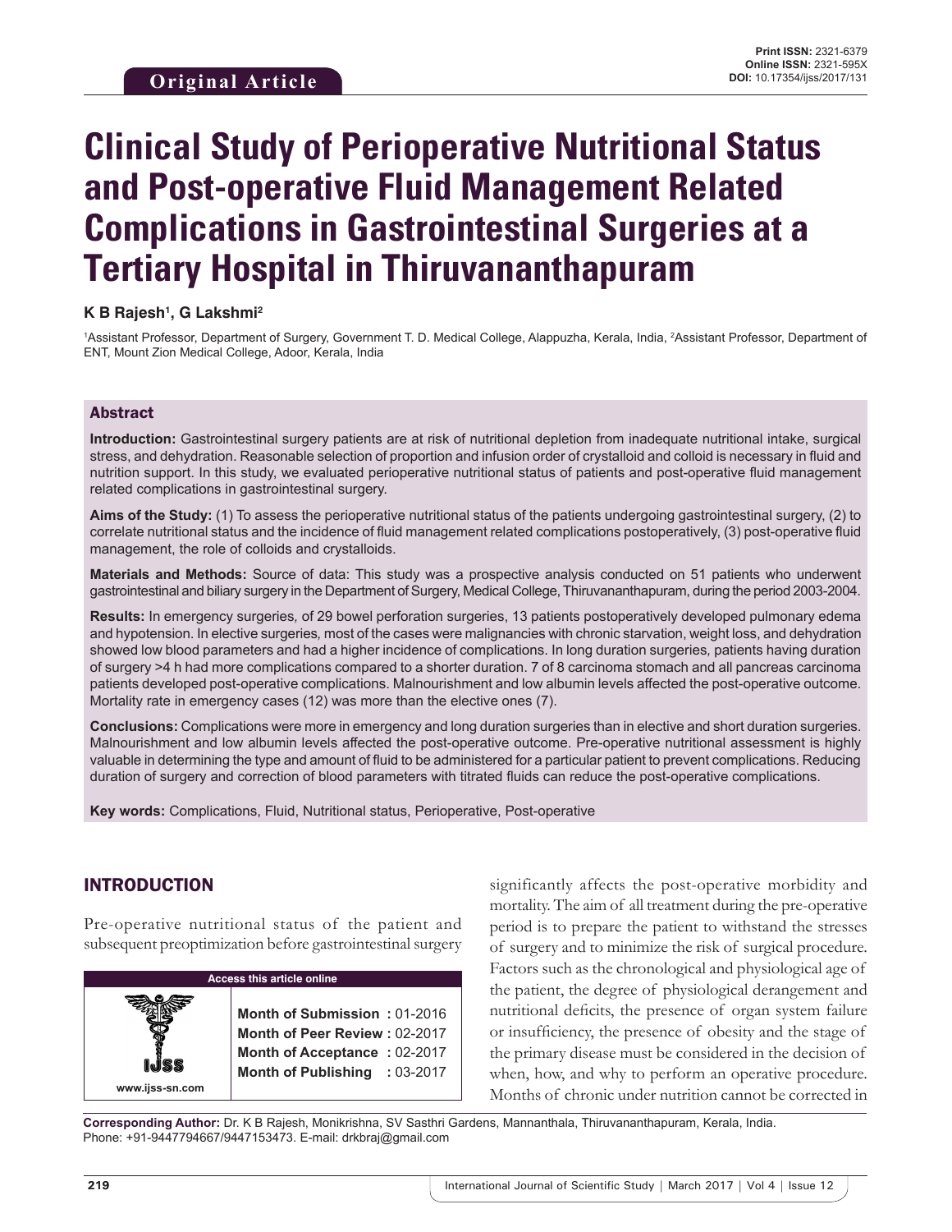**Original Article**

**Print ISSN:** 2321-6379
**Online ISSN:** 2321-595X
**DOI:** 10.17354/ijss/2017/131

# Clinical Study of Perioperative Nutritional Status and Post-operative Fluid Management Related Complications in Gastrointestinal Surgeries at a Tertiary Hospital in Thiruvananthapuram

**K B Rajesh[1], G Lakshmi[2]**

[1]Assistant Professor, Department of Surgery, Government T. D. Medical College, Alappuzha, Kerala, India, [2]Assistant Professor, Department of ENT, Mount Zion Medical College, Adoor, Kerala, India

## Abstract

**Introduction:** Gastrointestinal surgery patients are at risk of nutritional depletion from inadequate nutritional intake, surgical stress, and dehydration. Reasonable selection of proportion and infusion order of crystalloid and colloid is necessary in fluid and nutrition support. In this study, we evaluated perioperative nutritional status of patients and post-operative fluid management related complications in gastrointestinal surgery.

**Aims of the Study:** (1) To assess the perioperative nutritional status of the patients undergoing gastrointestinal surgery, (2) to correlate nutritional status and the incidence of fluid management related complications postoperatively, (3) post-operative fluid management, the role of colloids and crystalloids.

**Materials and Methods:** Source of data: This study was a prospective analysis conducted on 51 patients who underwent gastrointestinal and biliary surgery in the Department of Surgery, Medical College, Thiruvananthapuram, during the period 2003-2004.

**Results:** In emergency surgeries, of 29 bowel perforation surgeries, 13 patients postoperatively developed pulmonary edema and hypotension. In elective surgeries, most of the cases were malignancies with chronic starvation, weight loss, and dehydration showed low blood parameters and had a higher incidence of complications. In long duration surgeries, patients having duration of surgery >4 h had more complications compared to a shorter duration. 7 of 8 carcinoma stomach and all pancreas carcinoma patients developed post-operative complications. Malnourishment and low albumin levels affected the post-operative outcome. Mortality rate in emergency cases (12) was more than the elective ones (7).

**Conclusions:** Complications were more in emergency and long duration surgeries than in elective and short duration surgeries. Malnourishment and low albumin levels affected the post-operative outcome. Pre-operative nutritional assessment is highly valuable in determining the type and amount of fluid to be administered for a particular patient to prevent complications. Reducing duration of surgery and correction of blood parameters with titrated fluids can reduce the post-operative complications.

**Key words:** Complications, Fluid, Nutritional status, Perioperative, Post-operative

## INTRODUCTION

Pre-operative nutritional status of the patient and subsequent preoptimization before gastrointestinal surgery significantly affects the post-operative morbidity and mortality. The aim of all treatment during the pre-operative period is to prepare the patient to withstand the stresses of surgery and to minimize the risk of surgical procedure. Factors such as the chronological and physiological age of the patient, the degree of physiological derangement and nutritional deficits, the presence of organ system failure or insufficiency, the presence of obesity and the stage of the primary disease must be considered in the decision of when, how, and why to perform an operative procedure. Months of chronic under nutrition cannot be corrected in

| Access this article online | |
|---|---|
| www.ijss-sn.com | **Month of Submission :** 01-2016 |
| | **Month of Peer Review :** 02-2017 |
| | **Month of Acceptance :** 02-2017 |
| | **Month of Publishing :** 03-2017 |

**Corresponding Author:** Dr. K B Rajesh, Monikrishna, SV Sasthri Gardens, Mannanthala, Thiruvananthapuram, Kerala, India. Phone: +91-9447794667/9447153473. E-mail: drkbraj@gmail.com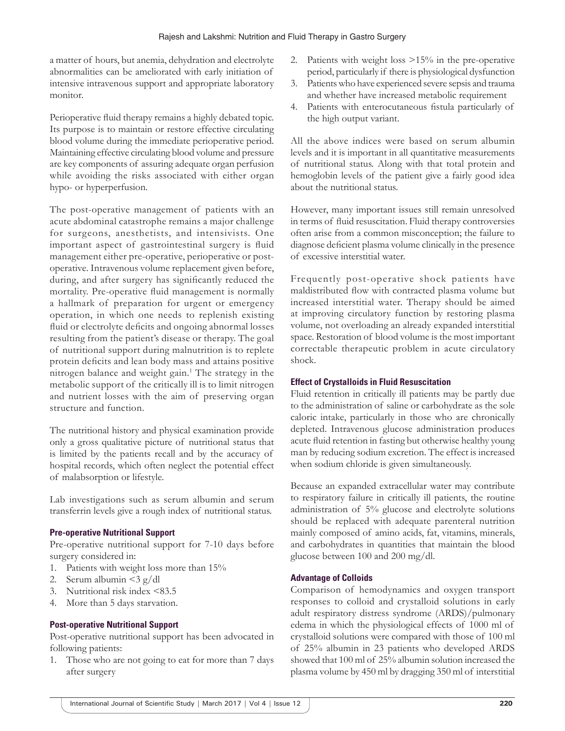a matter of hours, but anemia, dehydration and electrolyte abnormalities can be ameliorated with early initiation of intensive intravenous support and appropriate laboratory monitor.

Perioperative fluid therapy remains a highly debated topic. Its purpose is to maintain or restore effective circulating blood volume during the immediate perioperative period. Maintaining effective circulating blood volume and pressure are key components of assuring adequate organ perfusion while avoiding the risks associated with either organ hypo- or hyperperfusion.

The post-operative management of patients with an acute abdominal catastrophe remains a major challenge for surgeons, anesthetists, and intensivists. One important aspect of gastrointestinal surgery is fluid management either pre-operative, perioperative or post-operative. Intravenous volume replacement given before, during, and after surgery has significantly reduced the mortality. Pre-operative fluid management is normally a hallmark of preparation for urgent or emergency operation, in which one needs to replenish existing fluid or electrolyte deficits and ongoing abnormal losses resulting from the patient's disease or therapy. The goal of nutritional support during malnutrition is to replete protein deficits and lean body mass and attains positive nitrogen balance and weight gain.[1] The strategy in the metabolic support of the critically ill is to limit nitrogen and nutrient losses with the aim of preserving organ structure and function.

The nutritional history and physical examination provide only a gross qualitative picture of nutritional status that is limited by the patients recall and by the accuracy of hospital records, which often neglect the potential effect of malabsorption or lifestyle.

Lab investigations such as serum albumin and serum transferrin levels give a rough index of nutritional status.

### Pre-operative Nutritional Support

Pre-operative nutritional support for 7-10 days before surgery considered in:

1. Patients with weight loss more than 15%
2. Serum albumin <3 g/dl
3. Nutritional risk index <83.5
4. More than 5 days starvation.

### Post-operative Nutritional Support

Post-operative nutritional support has been advocated in following patients:

1. Those who are not going to eat for more than 7 days after surgery
2. Patients with weight loss >15% in the pre-operative period, particularly if there is physiological dysfunction
3. Patients who have experienced severe sepsis and trauma and whether have increased metabolic requirement
4. Patients with enterocutaneous fistula particularly of the high output variant.

All the above indices were based on serum albumin levels and it is important in all quantitative measurements of nutritional status. Along with that total protein and hemoglobin levels of the patient give a fairly good idea about the nutritional status.

However, many important issues still remain unresolved in terms of fluid resuscitation. Fluid therapy controversies often arise from a common misconception; the failure to diagnose deficient plasma volume clinically in the presence of excessive interstitial water.

Frequently post-operative shock patients have maldistributed flow with contracted plasma volume but increased interstitial water. Therapy should be aimed at improving circulatory function by restoring plasma volume, not overloading an already expanded interstitial space. Restoration of blood volume is the most important correctable therapeutic problem in acute circulatory shock.

### Effect of Crystalloids in Fluid Resuscitation

Fluid retention in critically ill patients may be partly due to the administration of saline or carbohydrate as the sole caloric intake, particularly in those who are chronically depleted. Intravenous glucose administration produces acute fluid retention in fasting but otherwise healthy young man by reducing sodium excretion. The effect is increased when sodium chloride is given simultaneously.

Because an expanded extracellular water may contribute to respiratory failure in critically ill patients, the routine administration of 5% glucose and electrolyte solutions should be replaced with adequate parenteral nutrition mainly composed of amino acids, fat, vitamins, minerals, and carbohydrates in quantities that maintain the blood glucose between 100 and 200 mg/dl.

### Advantage of Colloids

Comparison of hemodynamics and oxygen transport responses to colloid and crystalloid solutions in early adult respiratory distress syndrome (ARDS)/pulmonary edema in which the physiological effects of 1000 ml of crystalloid solutions were compared with those of 100 ml of 25% albumin in 23 patients who developed ARDS showed that 100 ml of 25% albumin solution increased the plasma volume by 450 ml by dragging 350 ml of interstitial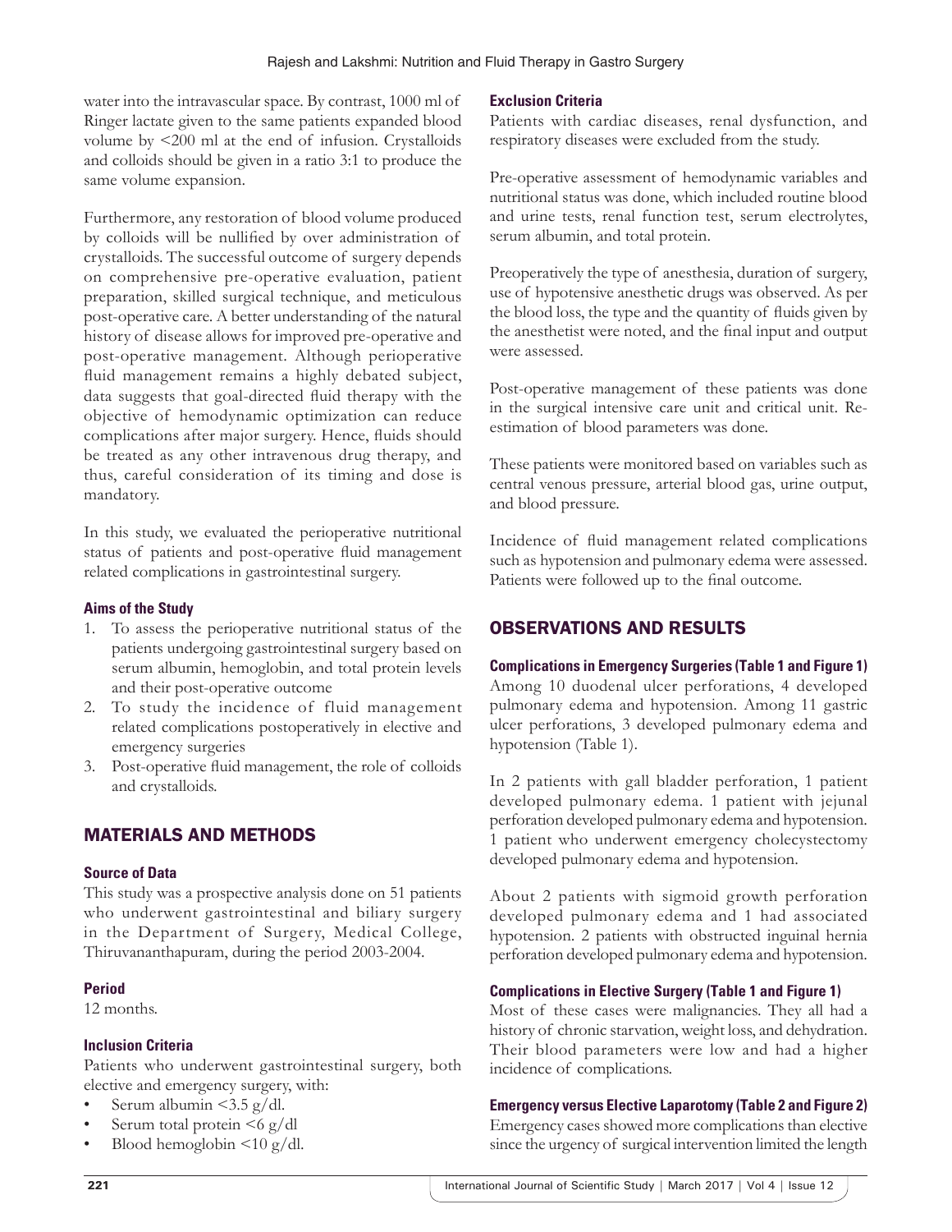water into the intravascular space. By contrast, 1000 ml of Ringer lactate given to the same patients expanded blood volume by <200 ml at the end of infusion. Crystalloids and colloids should be given in a ratio 3:1 to produce the same volume expansion.

Furthermore, any restoration of blood volume produced by colloids will be nullified by over administration of crystalloids. The successful outcome of surgery depends on comprehensive pre-operative evaluation, patient preparation, skilled surgical technique, and meticulous post-operative care. A better understanding of the natural history of disease allows for improved pre-operative and post-operative management. Although perioperative fluid management remains a highly debated subject, data suggests that goal-directed fluid therapy with the objective of hemodynamic optimization can reduce complications after major surgery. Hence, fluids should be treated as any other intravenous drug therapy, and thus, careful consideration of its timing and dose is mandatory.

In this study, we evaluated the perioperative nutritional status of patients and post-operative fluid management related complications in gastrointestinal surgery.

### Aims of the Study

1. To assess the perioperative nutritional status of the patients undergoing gastrointestinal surgery based on serum albumin, hemoglobin, and total protein levels and their post-operative outcome
2. To study the incidence of fluid management related complications postoperatively in elective and emergency surgeries
3. Post-operative fluid management, the role of colloids and crystalloids.

## MATERIALS AND METHODS

### Source of Data

This study was a prospective analysis done on 51 patients who underwent gastrointestinal and biliary surgery in the Department of Surgery, Medical College, Thiruvananthapuram, during the period 2003-2004.

### Period

12 months.

### Inclusion Criteria

Patients who underwent gastrointestinal surgery, both elective and emergency surgery, with:

- Serum albumin <3.5 g/dl.
- Serum total protein <6 g/dl
- Blood hemoglobin <10 g/dl.

### Exclusion Criteria

Patients with cardiac diseases, renal dysfunction, and respiratory diseases were excluded from the study.

Pre-operative assessment of hemodynamic variables and nutritional status was done, which included routine blood and urine tests, renal function test, serum electrolytes, serum albumin, and total protein.

Preoperatively the type of anesthesia, duration of surgery, use of hypotensive anesthetic drugs was observed. As per the blood loss, the type and the quantity of fluids given by the anesthetist were noted, and the final input and output were assessed.

Post-operative management of these patients was done in the surgical intensive care unit and critical unit. Re-estimation of blood parameters was done.

These patients were monitored based on variables such as central venous pressure, arterial blood gas, urine output, and blood pressure.

Incidence of fluid management related complications such as hypotension and pulmonary edema were assessed. Patients were followed up to the final outcome.

## OBSERVATIONS AND RESULTS

### Complications in Emergency Surgeries (Table 1 and Figure 1)

Among 10 duodenal ulcer perforations, 4 developed pulmonary edema and hypotension. Among 11 gastric ulcer perforations, 3 developed pulmonary edema and hypotension (Table 1).

In 2 patients with gall bladder perforation, 1 patient developed pulmonary edema. 1 patient with jejunal perforation developed pulmonary edema and hypotension. 1 patient who underwent emergency cholecystectomy developed pulmonary edema and hypotension.

About 2 patients with sigmoid growth perforation developed pulmonary edema and 1 had associated hypotension. 2 patients with obstructed inguinal hernia perforation developed pulmonary edema and hypotension.

### Complications in Elective Surgery (Table 1 and Figure 1)

Most of these cases were malignancies. They all had a history of chronic starvation, weight loss, and dehydration. Their blood parameters were low and had a higher incidence of complications.

### Emergency versus Elective Laparotomy (Table 2 and Figure 2)

Emergency cases showed more complications than elective since the urgency of surgical intervention limited the length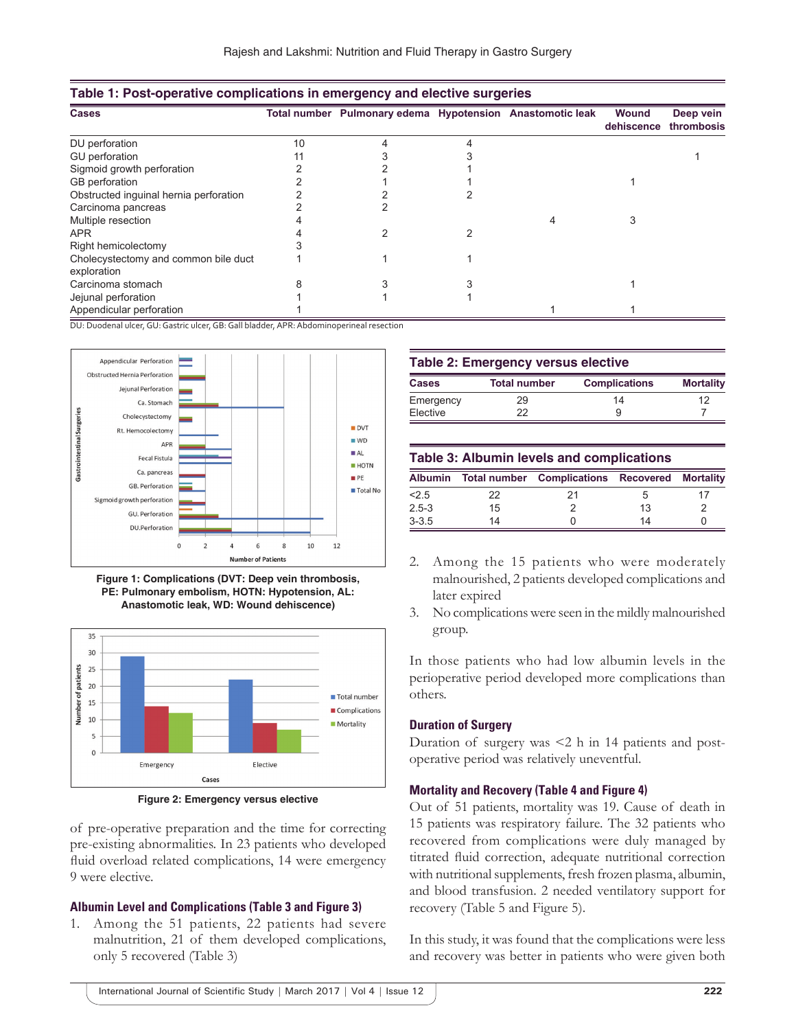**Table 1: Post-operative complications in emergency and elective surgeries**

| Cases | Total number | Pulmonary edema | Hypotension | Anastomotic leak | Wound dehiscence | Deep vein thrombosis |
|---|---|---|---|---|---|---|
| DU perforation | 10 | 4 | 4 | | | |
| GU perforation | 11 | 3 | 3 | | | 1 |
| Sigmoid growth perforation | 2 | 2 | 1 | | | |
| GB perforation | 2 | 1 | 1 | | 1 | |
| Obstructed inguinal hernia perforation | 2 | 2 | 2 | | | |
| Carcinoma pancreas | 2 | 2 | | | | |
| Multiple resection | 4 | | | 4 | 3 | |
| APR | 4 | 2 | 2 | | | |
| Right hemicolectomy | 3 | | | | | |
| Cholecystectomy and common bile duct exploration | 1 | 1 | 1 | | | |
| Carcinoma stomach | 8 | 3 | 3 | | 1 | |
| Jejunal perforation | 1 | 1 | 1 | | | |
| Appendicular perforation | 1 | | | 1 | 1 | |

DU: Duodenal ulcer, GU: Gastric ulcer, GB: Gall bladder, APR: Abdominoperineal resection

Figure 1: Complications (DVT: Deep vein thrombosis, PE: Pulmonary embolism, HOTN: Hypotension, AL: Anastomotic leak, WD: Wound dehiscence)

Figure 2: Emergency versus elective

of pre-operative preparation and the time for correcting pre-existing abnormalities. In 23 patients who developed fluid overload related complications, 14 were emergency 9 were elective.

### Albumin Level and Complications (Table 3 and Figure 3)

1. Among the 51 patients, 22 patients had severe malnutrition, 21 of them developed complications, only 5 recovered (Table 3)

**Table 2: Emergency versus elective**

| Cases | Total number | Complications | Mortality |
|---|---|---|---|
| Emergency | 29 | 14 | 12 |
| Elective | 22 | 9 | 7 |

**Table 3: Albumin levels and complications**

| Albumin | Total number | Complications | Recovered | Mortality |
|---|---|---|---|---|
| <2.5 | 22 | 21 | 5 | 17 |
| 2.5-3 | 15 | 2 | 13 | 2 |
| 3-3.5 | 14 | 0 | 14 | 0 |

2. Among the 15 patients who were moderately malnourished, 2 patients developed complications and later expired
3. No complications were seen in the mildly malnourished group.

In those patients who had low albumin levels in the perioperative period developed more complications than others.

### Duration of Surgery

Duration of surgery was <2 h in 14 patients and post-operative period was relatively uneventful.

### Mortality and Recovery (Table 4 and Figure 4)

Out of 51 patients, mortality was 19. Cause of death in 15 patients was respiratory failure. The 32 patients who recovered from complications were duly managed by titrated fluid correction, adequate nutritional correction with nutritional supplements, fresh frozen plasma, albumin, and blood transfusion. 2 needed ventilatory support for recovery (Table 5 and Figure 5).

In this study, it was found that the complications were less and recovery was better in patients who were given both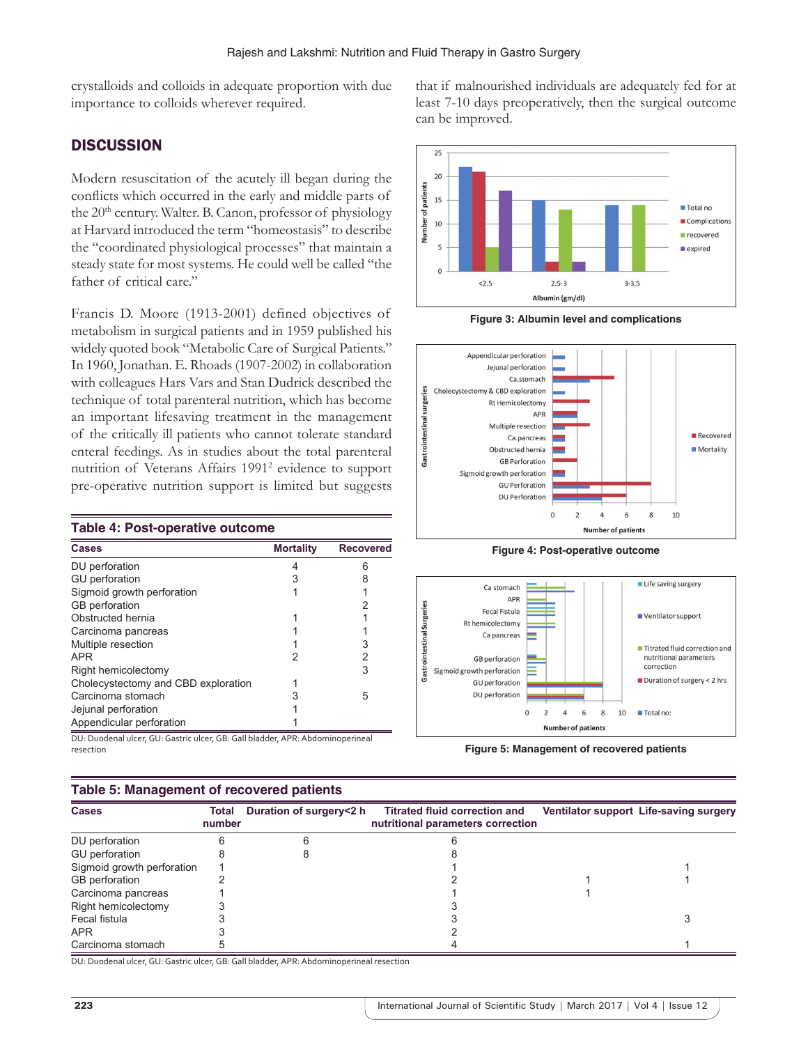crystalloids and colloids in adequate proportion with due importance to colloids wherever required.

## DISCUSSION

Modern resuscitation of the acutely ill began during the conflicts which occurred in the early and middle parts of the 20th century. Walter. B. Canon, professor of physiology at Harvard introduced the term "homeostasis" to describe the "coordinated physiological processes" that maintain a steady state for most systems. He could well be called "the father of critical care."

Francis D. Moore (1913-2001) defined objectives of metabolism in surgical patients and in 1959 published his widely quoted book "Metabolic Care of Surgical Patients." In 1960, Jonathan. E. Rhoads (1907-2002) in collaboration with colleagues Hars Vars and Stan Dudrick described the technique of total parenteral nutrition, which has become an important lifesaving treatment in the management of the critically ill patients who cannot tolerate standard enteral feedings. As in studies about the total parenteral nutrition of Veterans Affairs 1991[2] evidence to support pre-operative nutrition support is limited but suggests that if malnourished individuals are adequately fed for at least 7-10 days preoperatively, then the surgical outcome can be improved.

**Table 4: Post-operative outcome**

| Cases | Mortality | Recovered |
|---|---|---|
| DU perforation | 4 | 6 |
| GU perforation | 3 | 8 |
| Sigmoid growth perforation | 1 | 1 |
| GB perforation | | 2 |
| Obstructed hernia | 1 | 1 |
| Carcinoma pancreas | 1 | 1 |
| Multiple resection | 1 | 3 |
| APR | 2 | 2 |
| Right hemicolectomy | | 3 |
| Cholecystectomy and CBD exploration | 1 | |
| Carcinoma stomach | 3 | 5 |
| Jejunal perforation | 1 | |
| Appendicular perforation | 1 | |

DU: Duodenal ulcer, GU: Gastric ulcer, GB: Gall bladder, APR: Abdominoperineal resection

Figure 3: Albumin level and complications

Figure 4: Post-operative outcome

Figure 5: Management of recovered patients

**Table 5: Management of recovered patients**

| Cases | Total number | Duration of surgery<2 h | Titrated fluid correction and nutritional parameters correction | Ventilator support | Life-saving surgery |
|---|---|---|---|---|---|
| DU perforation | 6 | 6 | 6 | | |
| GU perforation | 8 | 8 | 8 | | |
| Sigmoid growth perforation | 1 | | 1 | | 1 |
| GB perforation | 2 | | 2 | 1 | 1 |
| Carcinoma pancreas | 1 | | 1 | 1 | |
| Right hemicolectomy | 3 | | 3 | | |
| Fecal fistula | 3 | | 3 | | 3 |
| APR | 3 | | 2 | | |
| Carcinoma stomach | 5 | | 4 | | 1 |

DU: Duodenal ulcer, GU: Gastric ulcer, GB: Gall bladder, APR: Abdominoperineal resection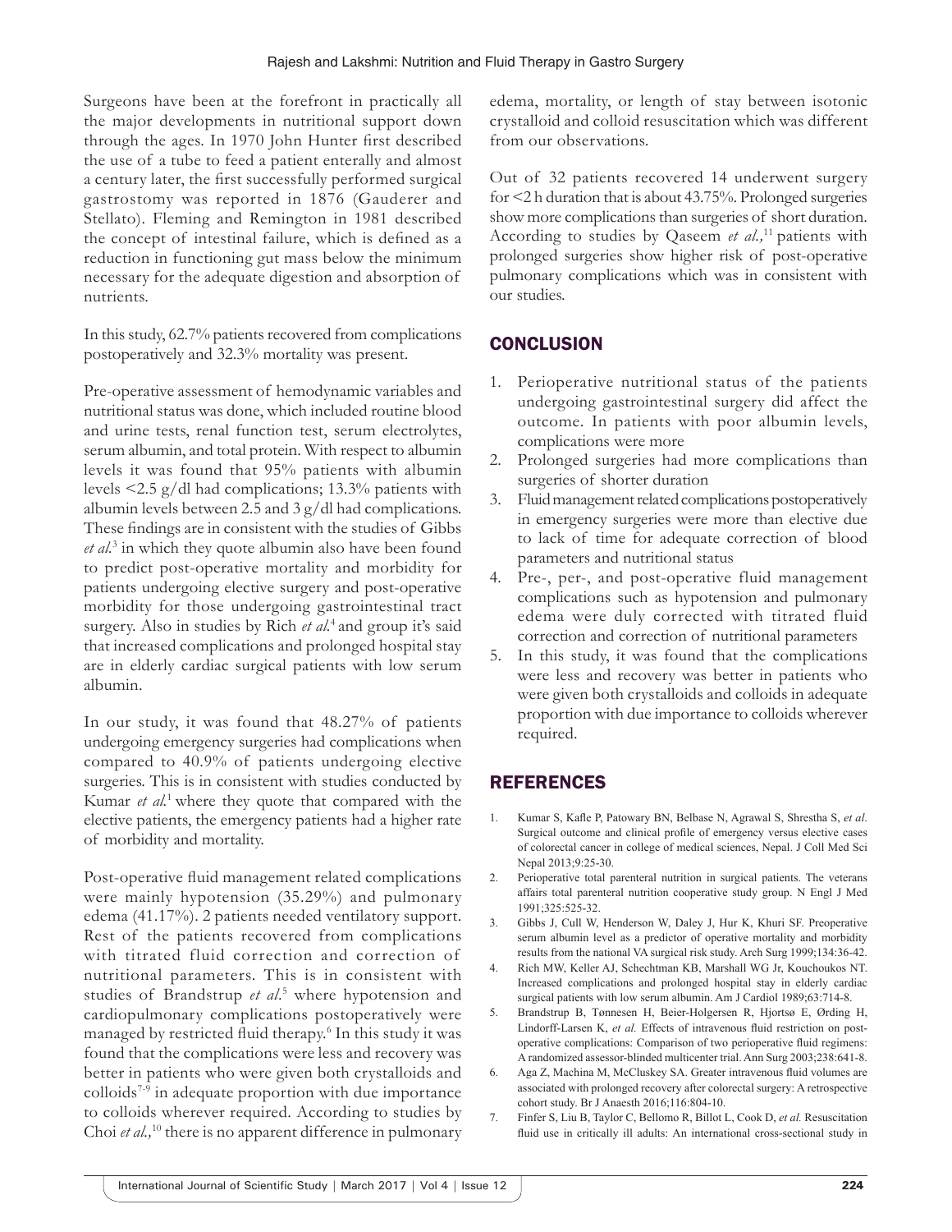Surgeons have been at the forefront in practically all the major developments in nutritional support down through the ages. In 1970 John Hunter first described the use of a tube to feed a patient enterally and almost a century later, the first successfully performed surgical gastrostomy was reported in 1876 (Gauderer and Stellato). Fleming and Remington in 1981 described the concept of intestinal failure, which is defined as a reduction in functioning gut mass below the minimum necessary for the adequate digestion and absorption of nutrients.

In this study, 62.7% patients recovered from complications postoperatively and 32.3% mortality was present.

Pre-operative assessment of hemodynamic variables and nutritional status was done, which included routine blood and urine tests, renal function test, serum electrolytes, serum albumin, and total protein. With respect to albumin levels it was found that 95% patients with albumin levels <2.5 g/dl had complications; 13.3% patients with albumin levels between 2.5 and 3 g/dl had complications. These findings are in consistent with the studies of Gibbs *et al.*[3] in which they quote albumin also have been found to predict post-operative mortality and morbidity for patients undergoing elective surgery and post-operative morbidity for those undergoing gastrointestinal tract surgery. Also in studies by Rich *et al.*[4] and group it's said that increased complications and prolonged hospital stay are in elderly cardiac surgical patients with low serum albumin.

In our study, it was found that 48.27% of patients undergoing emergency surgeries had complications when compared to 40.9% of patients undergoing elective surgeries. This is in consistent with studies conducted by Kumar *et al.*[1] where they quote that compared with the elective patients, the emergency patients had a higher rate of morbidity and mortality.

Post-operative fluid management related complications were mainly hypotension (35.29%) and pulmonary edema (41.17%). 2 patients needed ventilatory support. Rest of the patients recovered from complications with titrated fluid correction and correction of nutritional parameters. This is in consistent with studies of Brandstrup *et al.*[5] where hypotension and cardiopulmonary complications postoperatively were managed by restricted fluid therapy.[6] In this study it was found that the complications were less and recovery was better in patients who were given both crystalloids and colloids[7-9] in adequate proportion with due importance to colloids wherever required. According to studies by Choi *et al.*,[10] there is no apparent difference in pulmonary edema, mortality, or length of stay between isotonic crystalloid and colloid resuscitation which was different from our observations.

Out of 32 patients recovered 14 underwent surgery for <2 h duration that is about 43.75%. Prolonged surgeries show more complications than surgeries of short duration. According to studies by Qaseem *et al.*,[11] patients with prolonged surgeries show higher risk of post-operative pulmonary complications which was in consistent with our studies.

## CONCLUSION

1. Perioperative nutritional status of the patients undergoing gastrointestinal surgery did affect the outcome. In patients with poor albumin levels, complications were more
2. Prolonged surgeries had more complications than surgeries of shorter duration
3. Fluid management related complications postoperatively in emergency surgeries were more than elective due to lack of time for adequate correction of blood parameters and nutritional status
4. Pre-, per-, and post-operative fluid management complications such as hypotension and pulmonary edema were duly corrected with titrated fluid correction and correction of nutritional parameters
5. In this study, it was found that the complications were less and recovery was better in patients who were given both crystalloids and colloids in adequate proportion with due importance to colloids wherever required.

## REFERENCES

1. Kumar S, Kafle P, Patowary BN, Belbase N, Agrawal S, Shrestha S, *et al*. Surgical outcome and clinical profile of emergency versus elective cases of colorectal cancer in college of medical sciences, Nepal. J Coll Med Sci Nepal 2013;9:25-30.
2. Perioperative total parenteral nutrition in surgical patients. The veterans affairs total parenteral nutrition cooperative study group. N Engl J Med 1991;325:525-32.
3. Gibbs J, Cull W, Henderson W, Daley J, Hur K, Khuri SF. Preoperative serum albumin level as a predictor of operative mortality and morbidity results from the national VA surgical risk study. Arch Surg 1999;134:36-42.
4. Rich MW, Keller AJ, Schechtman KB, Marshall WG Jr, Kouchoukos NT. Increased complications and prolonged hospital stay in elderly cardiac surgical patients with low serum albumin. Am J Cardiol 1989;63:714-8.
5. Brandstrup B, Tønnesen H, Beier-Holgersen R, Hjortsø E, Ørding H, Lindorff-Larsen K, *et al.* Effects of intravenous fluid restriction on post-operative complications: Comparison of two perioperative fluid regimens: A randomized assessor-blinded multicenter trial. Ann Surg 2003;238:641-8.
6. Aga Z, Machina M, McCluskey SA. Greater intravenous fluid volumes are associated with prolonged recovery after colorectal surgery: A retrospective cohort study. Br J Anaesth 2016;116:804-10.
7. Finfer S, Liu B, Taylor C, Bellomo R, Billot L, Cook D, *et al.* Resuscitation fluid use in critically ill adults: An international cross-sectional study in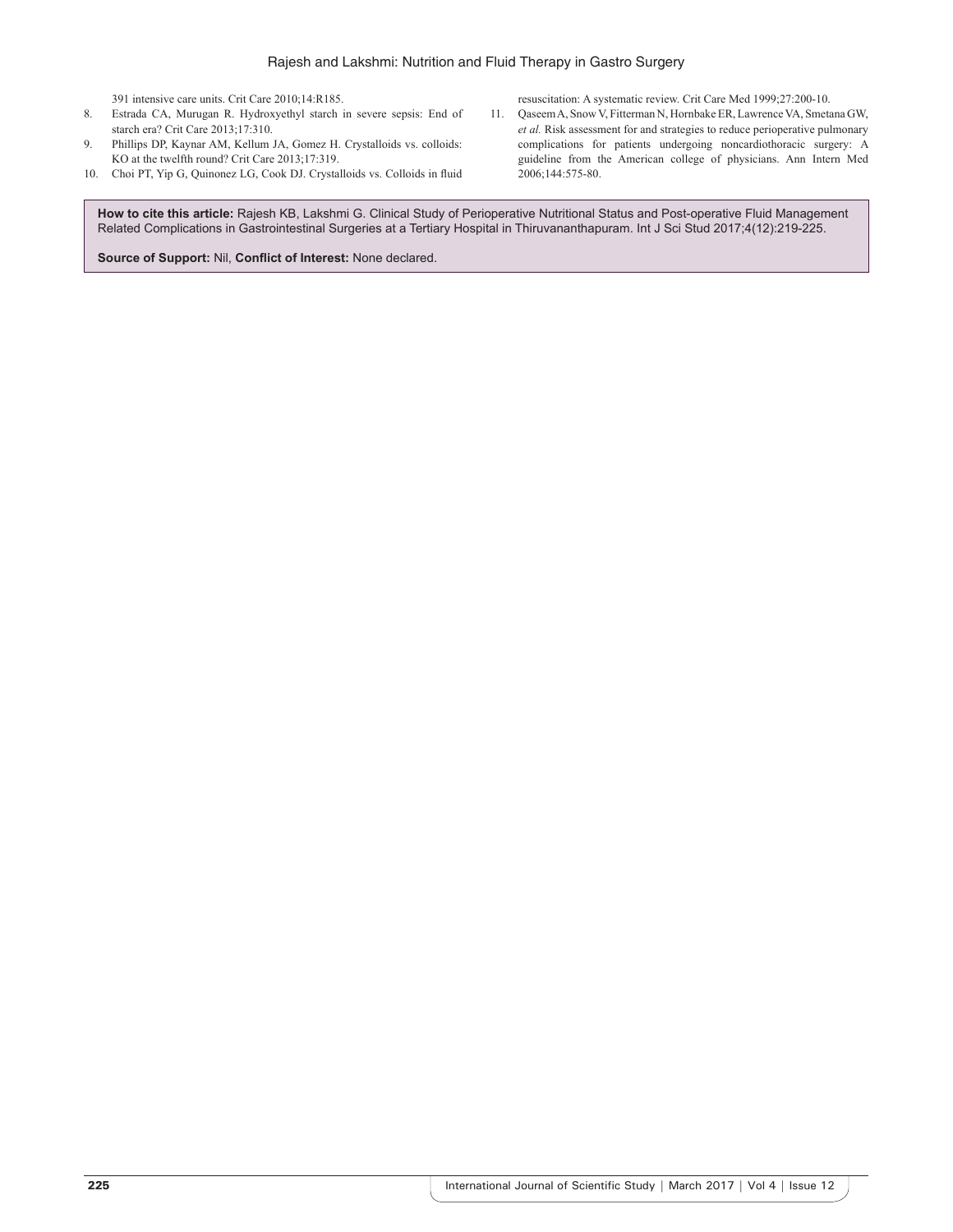391 intensive care units. Crit Care 2010;14:R185.

8. Estrada CA, Murugan R. Hydroxyethyl starch in severe sepsis: End of starch era? Crit Care 2013;17:310.
9. Phillips DP, Kaynar AM, Kellum JA, Gomez H. Crystalloids vs. colloids: KO at the twelfth round? Crit Care 2013;17:319.
10. Choi PT, Yip G, Quinonez LG, Cook DJ. Crystalloids vs. Colloids in fluid resuscitation: A systematic review. Crit Care Med 1999;27:200-10.
11. Qaseem A, Snow V, Fitterman N, Hornbake ER, Lawrence VA, Smetana GW, *et al.* Risk assessment for and strategies to reduce perioperative pulmonary complications for patients undergoing noncardiothoracic surgery: A guideline from the American college of physicians. Ann Intern Med 2006;144:575-80.

**How to cite this article:** Rajesh KB, Lakshmi G. Clinical Study of Perioperative Nutritional Status and Post-operative Fluid Management Related Complications in Gastrointestinal Surgeries at a Tertiary Hospital in Thiruvananthapuram. Int J Sci Stud 2017;4(12):219-225.

**Source of Support:** Nil, **Conflict of Interest:** None declared.